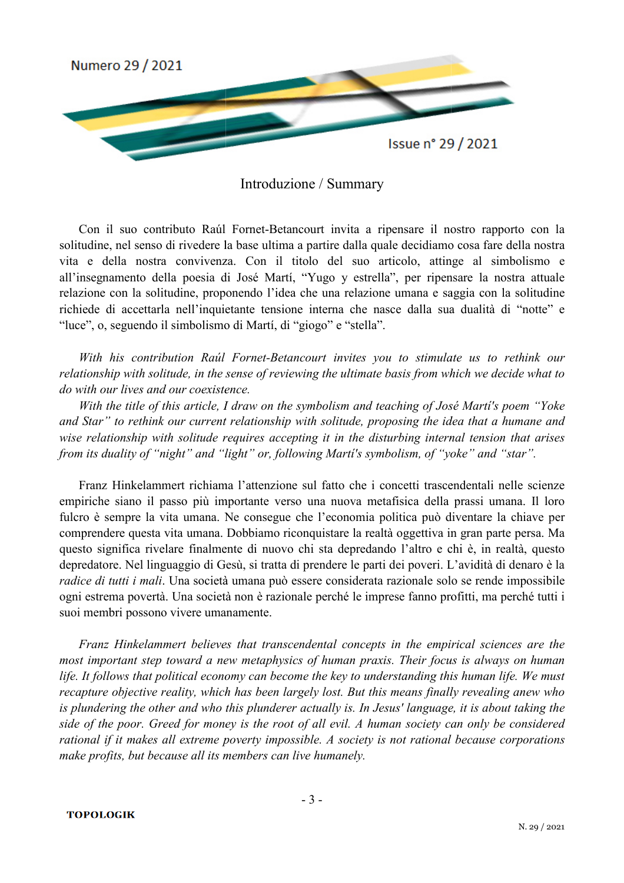# Introduzione / Summary

Con il suo contributo Raúl Fornet-Betancourt invita a ripensare il nostro rapporto con la solitudine, nel senso di rivedere la base ultima a partire dalla quale decidiamo cosa fare della nostra vita e della nostra convivenza. Con il titolo del suo articolo, attinge al simbolismo e all'insegnamento della poesia di José Martí, "Yugo y estrella", per ripensare la nostra attuale relazione con la solitudine, proponendo l'idea che una relazione umana e saggia con la solitudine richiede di accettarla nell'inquietante tensione interna che nasce dalla sua dualità di "notte" e "luce", o, seguendo il simbolismo di Martí, di "giogo" e "stella".

*With his contribution Raúl Fornet-Betancourt invites you to stimulate us to rethink our relationship with solitude, in the sense of reviewing the ultimate basis from which we decide what to do with our lives and our coexistence.*

*With the title of this article, I draw on the symbolism and teaching of José Martí's poem "Yoke and Star" to rethink our current relationship with solitude, proposing the idea that a humane and wise relationship with solitude requires accepting it in the disturbing internal tension that arises from its duality of "night" and "light" or, following Martí's symbolism, of "yoke" and "star".*

Franz Hinkelammert richiama l'attenzione sul fatto che i concetti trascendentali nelle scienze empiriche siano il passo più importante verso una nuova metafisica della prassi umana. Il loro fulcro è sempre la vita umana. Ne consegue che l'economia politica può diventare la chiave per comprendere questa vita umana. Dobbiamo riconquistare la realtà oggettiva in gran parte persa. Ma questo significa rivelare finalmente di nuovo chi sta depredando l'altro e chi è, in realtà, questo depredatore. Nel linguaggio di Gesù, si tratta di prendere le parti dei poveri. L'avidità di denaro è la *radice di tutti i mali*. Una società umana può essere considerata razionale solo se rende impossibile ogni estrema povertà. Una società non è razionale perché le imprese fanno profitti, ma perché tutti i suoi membri possono vivere umanamente.

*Franz Hinkelammert believes that transcendental concepts in the empirical sciences are the most important step toward a new metaphysics of human praxis. Their focus is always on human life. It follows that political economy can become the key to understanding this human life. We must recapture objective reality, which has been largely lost. But this means finally revealing anew who is plundering the other and who this plunderer actually is. In Jesus' language, it is about taking the side of the poor. Greed for money is the root of all evil. A human society can only be considered rational if it makes all extreme poverty impossible. A society is not rational because corporations make profits, but because all its members can live humanely.*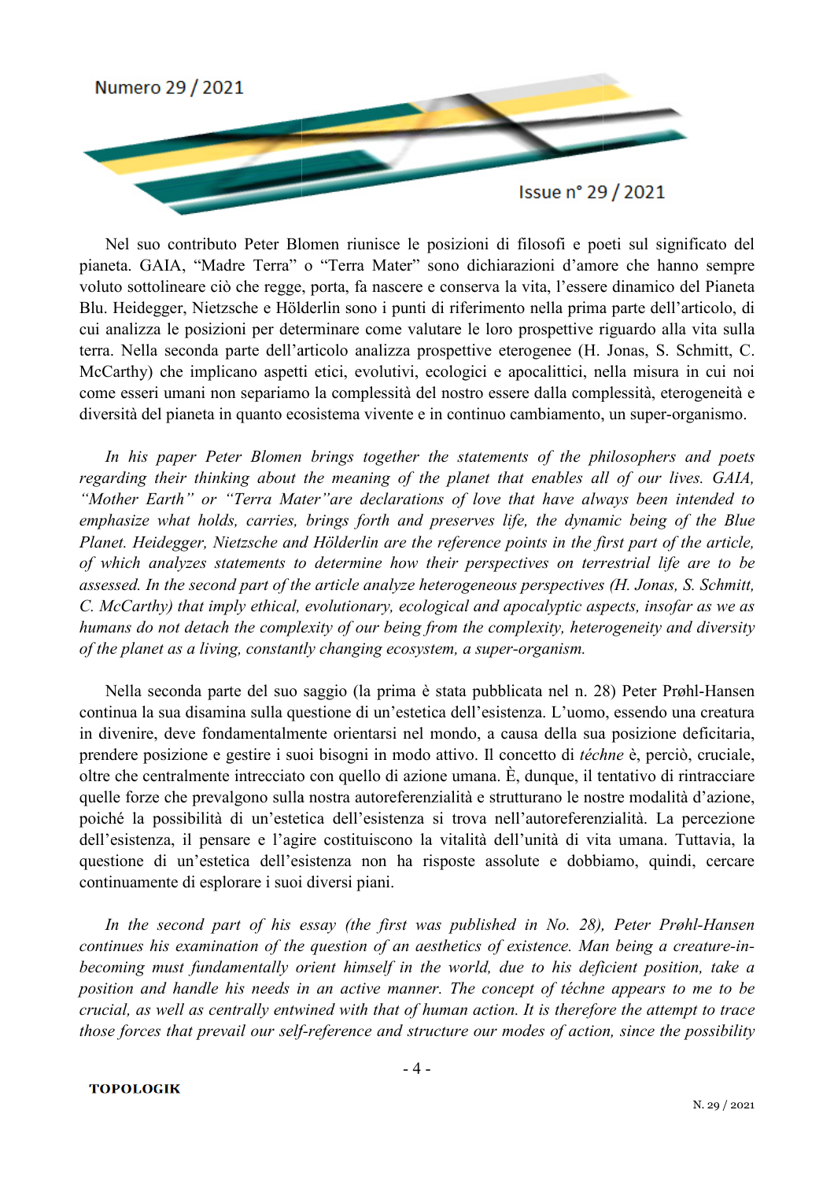Nel suo contributo Peter Blomen riunisce le posizioni di filosofi e poeti sul significato del pianeta. GAIA, "Madre Terra" o "Terra Mater" sono dichiarazioni d'amore che hanno sempre voluto sottolineare ciò che regge, porta, fa nascere e conserva la vita, l'essere dinamico del Pianeta Blu. Heidegger, Nietzsche e Hölderlin sono i punti di riferimento nella prima parte dell'articolo, di cui analizza le posizioni per determinare come valutare le loro prospettive riguardo alla vita sulla terra. Nella seconda parte dell'articolo analizza prospettive eterogenee (H. Jonas, S. Schmitt, C. McCarthy) che implicano aspetti etici, evolutivi, ecologici e apocalittici, nella misura in cui noi come esseri umani non separiamo la complessità del nostro essere dalla complessità, eterogeneità e diversità del pianeta in quanto ecosistema vivente e in continuo cambiamento, un super-organismo.

*In his paper Peter Blomen brings together the statements of the philosophers and poets regarding their thinking about the meaning of the planet that enables all of our lives. GAIA, "Mother Earth" or "Terra Mater"are declarations of love that have always been intended to emphasize what holds, carries, brings forth and preserves life, the dynamic being of the Blue Planet. Heidegger, Nietzsche and Hölderlin are the reference points in the first part of the article, of which analyzes statements to determine how their perspectives on terrestrial life are to be assessed. In the second part of the article analyze heterogeneous perspectives (H. Jonas, S. Schmitt, C. McCarthy) that imply ethical, evolutionary, ecological and apocalyptic aspects, insofar as we as humans do not detach the complexity of our being from the complexity, heterogeneity and diversity of the planet as a living, constantly changing ecosystem, a super-organism.*

Nella seconda parte del suo saggio (la prima è stata pubblicata nel n. 28) Peter Prøhl-Hansen continua la sua disamina sulla questione di un'estetica dell'esistenza. L'uomo, essendo una creatura in divenire, deve fondamentalmente orientarsi nel mondo, a causa della sua posizione deficitaria, prendere posizione e gestire i suoi bisogni in modo attivo. Il concetto di *téchne* è, perciò, cruciale, oltre che centralmente intrecciato con quello di azione umana. È, dunque, il tentativo di rintracciare quelle forze che prevalgono sulla nostra autoreferenzialità e strutturano le nostre modalità d'azione, poiché la possibilità di un'estetica dell'esistenza si trova nell'autoreferenzialità. La percezione dell'esistenza, il pensare e l'agire costituiscono la vitalità dell'unità di vita umana. Tuttavia, la questione di un'estetica dell'esistenza non ha risposte assolute e dobbiamo, quindi, cercare continuamente di esplorare i suoi diversi piani.

*In the second part of his essay (the first was published in No. 28), Peter Prøhl-Hansen continues his examination of the question of an aesthetics of existence. Man being a creature-in-becoming must fundamentally orient himself in the world, due to his deficient position, take a position and handle his needs in an active manner. The concept of téchne appears to me to be crucial, as well as centrally entwined with that of human action. It is therefore the attempt to trace those forces that prevail our self-reference and structure our modes of action, since the possibility*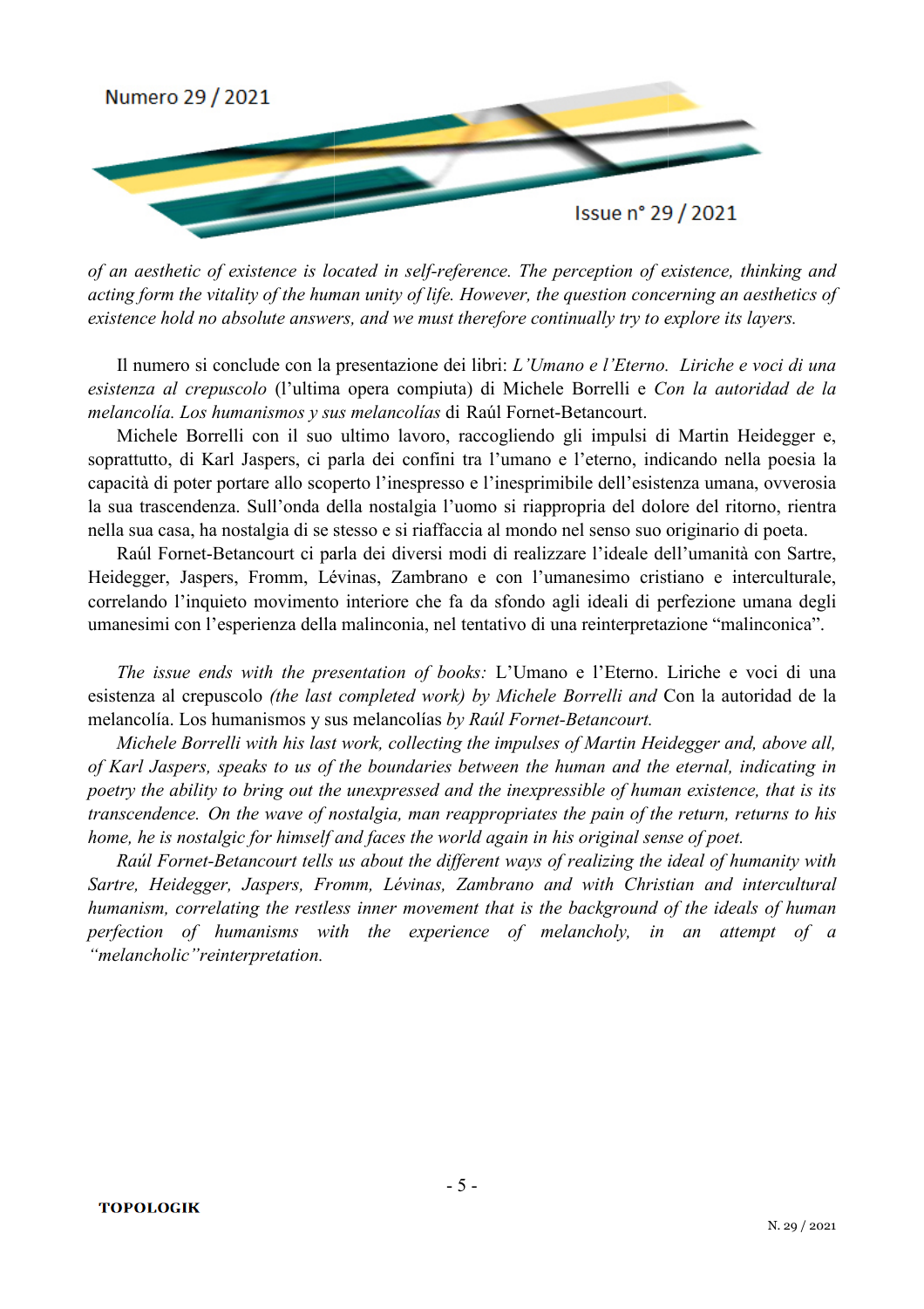*of an aesthetic of existence is located in self-reference. The perception of existence, thinking and acting form the vitality of the human unity of life. However, the question concerning an aesthetics of existence hold no absolute answers, and we must therefore continually try to explore its layers.*

Il numero si conclude con la presentazione dei libri: *L'Umano e l'Eterno. Liriche e voci di una esistenza al crepuscolo* (l'ultima opera compiuta) di Michele Borrelli e *Con la autoridad de la melancolía. Los humanismos y sus melancolías* di Raúl Fornet-Betancourt.

Michele Borrelli con il suo ultimo lavoro, raccogliendo gli impulsi di Martin Heidegger e, soprattutto, di Karl Jaspers, ci parla dei confini tra l'umano e l'eterno, indicando nella poesia la capacità di poter portare allo scoperto l'inespresso e l'inesprimibile dell'esistenza umana, ovverosia la sua trascendenza. Sull'onda della nostalgia l'uomo si riappropria del dolore del ritorno, rientra nella sua casa, ha nostalgia di se stesso e si riaffaccia al mondo nel senso suo originario di poeta.

Raúl Fornet-Betancourt ci parla dei diversi modi di realizzare l'ideale dell'umanità con Sartre, Heidegger, Jaspers, Fromm, Lévinas, Zambrano e con l'umanesimo cristiano e interculturale, correlando l'inquieto movimento interiore che fa da sfondo agli ideali di perfezione umana degli umanesimi con l'esperienza della malinconia, nel tentativo di una reinterpretazione "malinconica".

*The issue ends with the presentation of books:* L'Umano e l'Eterno. Liriche e voci di una esistenza al crepuscolo *(the last completed work) by Michele Borrelli and* Con la autoridad de la melancolía. Los humanismos y sus melancolías *by Raúl Fornet-Betancourt.*

*Michele Borrelli with his last work, collecting the impulses of Martin Heidegger and, above all, of Karl Jaspers, speaks to us of the boundaries between the human and the eternal, indicating in poetry the ability to bring out the unexpressed and the inexpressible of human existence, that is its transcendence. On the wave of nostalgia, man reappropriates the pain of the return, returns to his home, he is nostalgic for himself and faces the world again in his original sense of poet.*

*Raúl Fornet-Betancourt tells us about the different ways of realizing the ideal of humanity with Sartre, Heidegger, Jaspers, Fromm, Lévinas, Zambrano and with Christian and intercultural humanism, correlating the restless inner movement that is the background of the ideals of human perfection of humanisms with the experience of melancholy, in an attempt of a "melancholic" reinterpretation.*